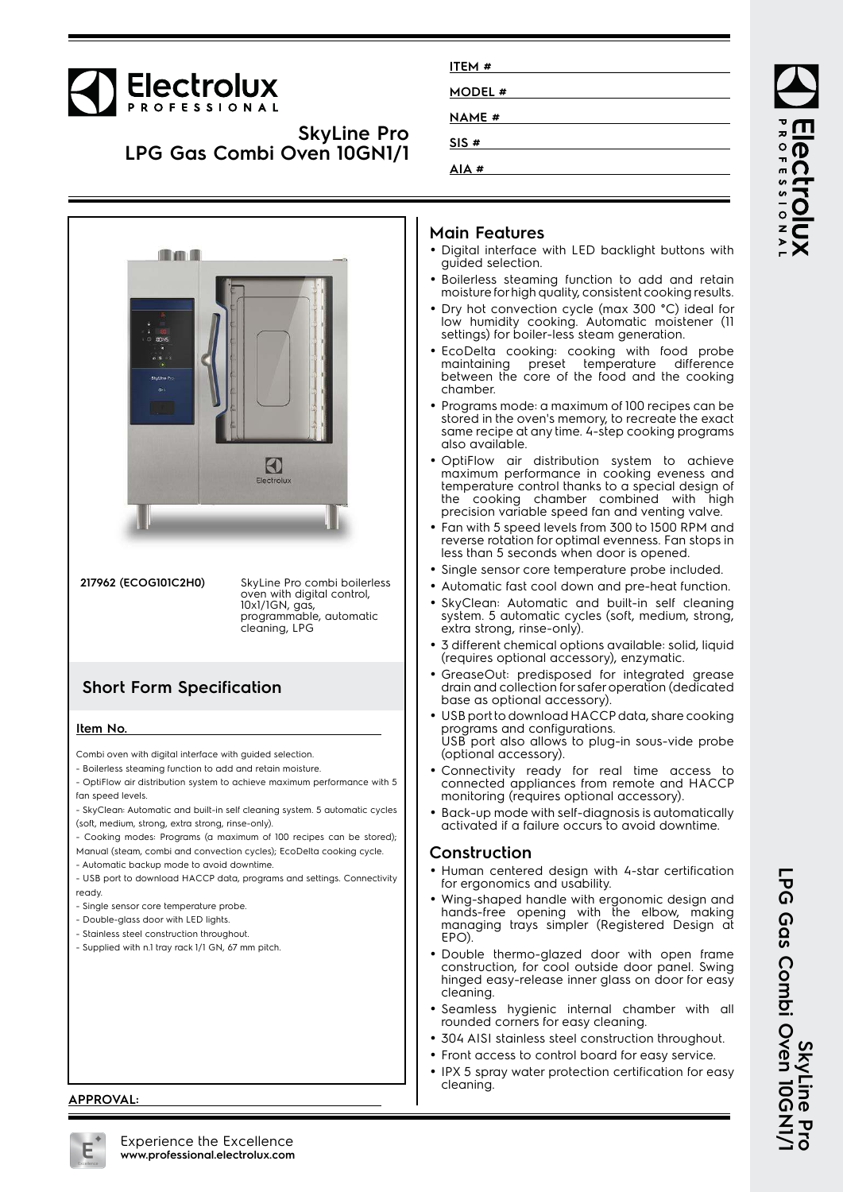# Electrolux PROFESSIONAL

## SkyLine Pro
## LPG Gas Combi Oven 10GN1/1

ITEM #

MODEL #

NAME #

SIS #

AIA #

**217962 (ECOG101C2H0)** SkyLine Pro combi boilerless oven with digital control, 10x1/1GN, gas, programmable, automatic cleaning, LPG

## Short Form Specification

**Item No.**

Combi oven with digital interface with guided selection.

- Boilerless steaming function to add and retain moisture.
- OptiFlow air distribution system to achieve maximum performance with 5 fan speed levels.
- SkyClean: Automatic and built-in self cleaning system. 5 automatic cycles (soft, medium, strong, extra strong, rinse-only).
- Cooking modes: Programs (a maximum of 100 recipes can be stored); Manual (steam, combi and convection cycles); EcoDelta cooking cycle.
- Automatic backup mode to avoid downtime.
- USB port to download HACCP data, programs and settings. Connectivity ready.
- Single sensor core temperature probe.
- Double-glass door with LED lights.
- Stainless steel construction throughout.
- Supplied with n.1 tray rack 1/1 GN, 67 mm pitch.

**APPROVAL:**

## Main Features

- Digital interface with LED backlight buttons with guided selection.
- Boilerless steaming function to add and retain moisture for high quality, consistent cooking results.
- Dry hot convection cycle (max 300 °C) ideal for low humidity cooking. Automatic moistener (11 settings) for boiler-less steam generation.
- EcoDelta cooking: cooking with food probe maintaining preset temperature difference between the core of the food and the cooking chamber.
- Programs mode: a maximum of 100 recipes can be stored in the oven's memory, to recreate the exact same recipe at any time. 4-step cooking programs also available.
- OptiFlow air distribution system to achieve maximum performance in cooking eveness and temperature control thanks to a special design of the cooking chamber combined with high precision variable speed fan and venting valve.
- Fan with 5 speed levels from 300 to 1500 RPM and reverse rotation for optimal evenness. Fan stops in less than 5 seconds when door is opened.
- Single sensor core temperature probe included.
- Automatic fast cool down and pre-heat function.
- SkyClean: Automatic and built-in self cleaning system. 5 automatic cycles (soft, medium, strong, extra strong, rinse-only).
- 3 different chemical options available: solid, liquid (requires optional accessory), enzymatic.
- GreaseOut: predisposed for integrated grease drain and collection for safer operation (dedicated base as optional accessory).
- USB port to download HACCP data, share cooking programs and configurations. USB port also allows to plug-in sous-vide probe (optional accessory).
- Connectivity ready for real time access to connected appliances from remote and HACCP monitoring (requires optional accessory).
- Back-up mode with self-diagnosis is automatically activated if a failure occurs to avoid downtime.

## Construction

- Human centered design with 4-star certification for ergonomics and usability.
- Wing-shaped handle with ergonomic design and hands-free opening with the elbow, making managing trays simpler (Registered Design at EPO).
- Double thermo-glazed door with open frame construction, for cool outside door panel. Swing hinged easy-release inner glass on door for easy cleaning.
- Seamless hygienic internal chamber with all rounded corners for easy cleaning.
- 304 AISI stainless steel construction throughout.
- Front access to control board for easy service.
- IPX 5 spray water protection certification for easy cleaning.

Experience the Excellence
**www.professional.electrolux.com**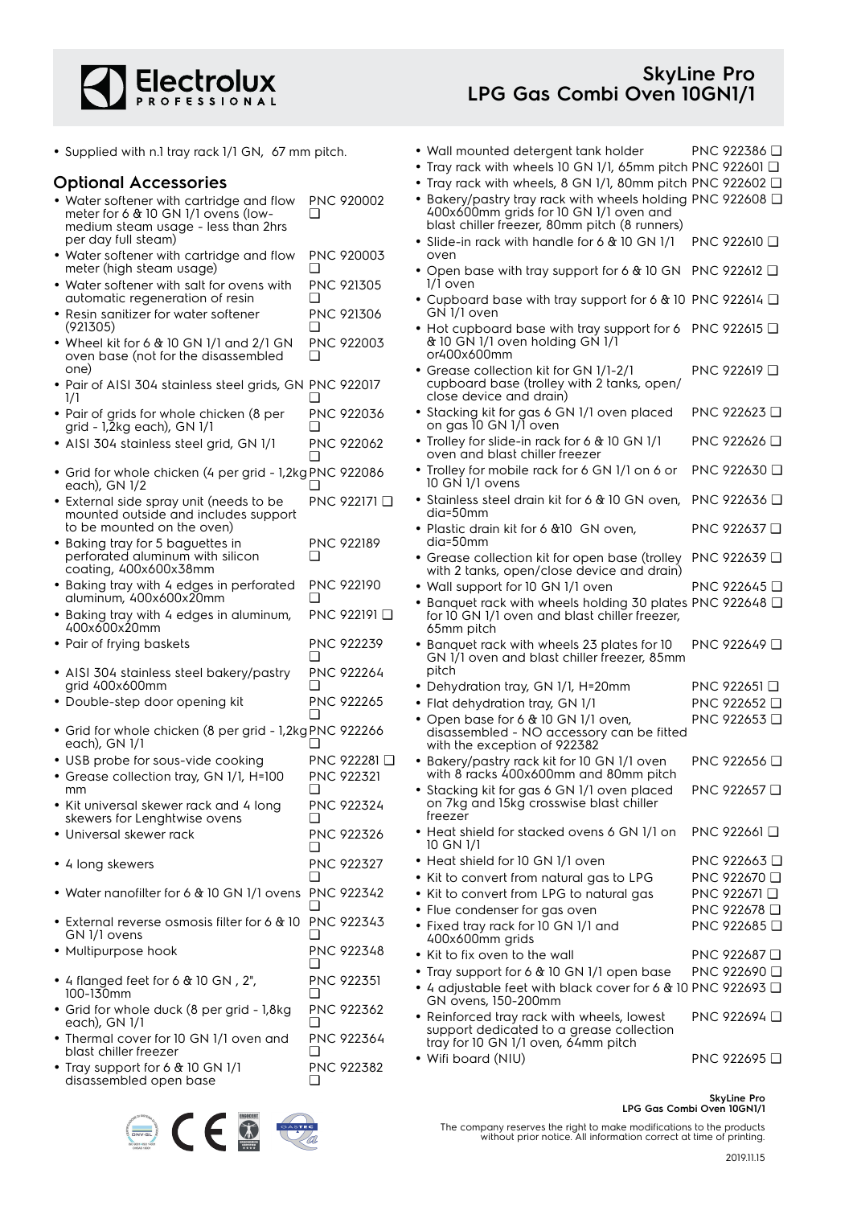- Supplied with n.1 tray rack 1/1 GN, 67 mm pitch.

## Optional Accessories

- Water softener with cartridge and flow meter for 6 & 10 GN 1/1 ovens (low-medium steam usage - less than 2hrs per day full steam) PNC 920002 ❑
- Water softener with cartridge and flow meter (high steam usage) PNC 920003 ❑
- Water softener with salt for ovens with automatic regeneration of resin PNC 921305 ❑
- Resin sanitizer for water softener (921305) PNC 921306 ❑
- Wheel kit for 6 & 10 GN 1/1 and 2/1 GN oven base (not for the disassembled one) PNC 922003 ❑
- Pair of AISI 304 stainless steel grids, GN 1/1 PNC 922017 ❑
- Pair of grids for whole chicken (8 per grid - 1,2kg each), GN 1/1 PNC 922036 ❑
- AISI 304 stainless steel grid, GN 1/1 PNC 922062 ❑
- Grid for whole chicken (4 per grid - 1,2kg each), GN 1/2 PNC 922086 ❑
- External side spray unit (needs to be mounted outside and includes support to be mounted on the oven) PNC 922171 ❑
- Baking tray for 5 baguettes in perforated aluminum with silicon coating, 400x600x38mm PNC 922189 ❑
- Baking tray with 4 edges in perforated aluminum, 400x600x20mm PNC 922190 ❑
- Baking tray with 4 edges in aluminum, 400x600x20mm PNC 922191 ❑
- Pair of frying baskets PNC 922239 ❑
- AISI 304 stainless steel bakery/pastry grid 400x600mm PNC 922264 ❑
- Double-step door opening kit PNC 922265 ❑
- Grid for whole chicken (8 per grid - 1,2kg each), GN 1/1 PNC 922266 ❑
- USB probe for sous-vide cooking PNC 922281 ❑
- Grease collection tray, GN 1/1, H=100 mm PNC 922321 ❑
- Kit universal skewer rack and 4 long skewers for Lenghtwise ovens PNC 922324 ❑
- Universal skewer rack PNC 922326 ❑
- 4 long skewers PNC 922327 ❑
- Water nanofilter for 6 & 10 GN 1/1 ovens PNC 922342 ❑
- External reverse osmosis filter for 6 & 10 GN 1/1 ovens PNC 922343 ❑
- Multipurpose hook PNC 922348 ❑
- 4 flanged feet for 6 & 10 GN , 2", 100-130mm PNC 922351 ❑
- Grid for whole duck (8 per grid - 1,8kg each), GN 1/1 PNC 922362 ❑
- Thermal cover for 10 GN 1/1 oven and blast chiller freezer PNC 922364 ❑
- Tray support for 6 & 10 GN 1/1 disassembled open base PNC 922382 ❑
- Wall mounted detergent tank holder PNC 922386 ❑
- Tray rack with wheels 10 GN 1/1, 65mm pitch PNC 922601 ❑
- Tray rack with wheels, 8 GN 1/1, 80mm pitch PNC 922602 ❑
- Bakery/pastry tray rack with wheels holding 400x600mm grids for 10 GN 1/1 oven and blast chiller freezer, 80mm pitch (8 runners) PNC 922608 ❑
- Slide-in rack with handle for 6 & 10 GN 1/1 oven PNC 922610 ❑
- Open base with tray support for 6 & 10 GN 1/1 oven PNC 922612 ❑
- Cupboard base with tray support for 6 & 10 GN 1/1 oven PNC 922614 ❑
- Hot cupboard base with tray support for 6 & 10 GN 1/1 oven holding GN 1/1 or400x600mm PNC 922615 ❑
- Grease collection kit for GN 1/1-2/1 cupboard base (trolley with 2 tanks, open/close device and drain) PNC 922619 ❑
- Stacking kit for gas 6 GN 1/1 oven placed on gas 10 GN 1/1 oven PNC 922623 ❑
- Trolley for slide-in rack for 6 & 10 GN 1/1 oven and blast chiller freezer PNC 922626 ❑
- Trolley for mobile rack for 6 GN 1/1 on 6 or 10 GN 1/1 ovens PNC 922630 ❑
- Stainless steel drain kit for 6 & 10 GN oven, dia=50mm PNC 922636 ❑
- Plastic drain kit for 6 &10 GN oven, dia=50mm PNC 922637 ❑
- Grease collection kit for open base (trolley with 2 tanks, open/close device and drain) PNC 922639 ❑
- Wall support for 10 GN 1/1 oven PNC 922645 ❑
- Banquet rack with wheels holding 30 plates for 10 GN 1/1 oven and blast chiller freezer, 65mm pitch PNC 922648 ❑
- Banquet rack with wheels 23 plates for 10 GN 1/1 oven and blast chiller freezer, 85mm pitch PNC 922649 ❑
- Dehydration tray, GN 1/1, H=20mm PNC 922651 ❑
- Flat dehydration tray, GN 1/1 PNC 922652 ❑
- Open base for 6 & 10 GN 1/1 oven, disassembled - NO accessory can be fitted with the exception of 922382 PNC 922653 ❑
- Bakery/pastry rack kit for 10 GN 1/1 oven with 8 racks 400x600mm and 80mm pitch PNC 922656 ❑
- Stacking kit for gas 6 GN 1/1 oven placed on 7kg and 15kg crosswise blast chiller freezer PNC 922657 ❑
- Heat shield for stacked ovens 6 GN 1/1 on 10 GN 1/1 PNC 922661 ❑
- Heat shield for 10 GN 1/1 oven PNC 922663 ❑
- Kit to convert from natural gas to LPG PNC 922670 ❑
- Kit to convert from LPG to natural gas PNC 922671 ❑
- Flue condenser for gas oven PNC 922678 ❑
- Fixed tray rack for 10 GN 1/1 and 400x600mm grids PNC 922685 ❑
- Kit to fix oven to the wall PNC 922687 ❑
- Tray support for 6 & 10 GN 1/1 open base PNC 922690 ❑
- 4 adjustable feet with black cover for 6 & 10 GN ovens, 150-200mm PNC 922693 ❑
- Reinforced tray rack with wheels, lowest support dedicated to a grease collection tray for 10 GN 1/1 oven, 64mm pitch PNC 922694 ❑
- Wifi board (NIU) PNC 922695 ❑

The company reserves the right to make modifications to the products without prior notice. All information correct at time of printing.

2019.11.15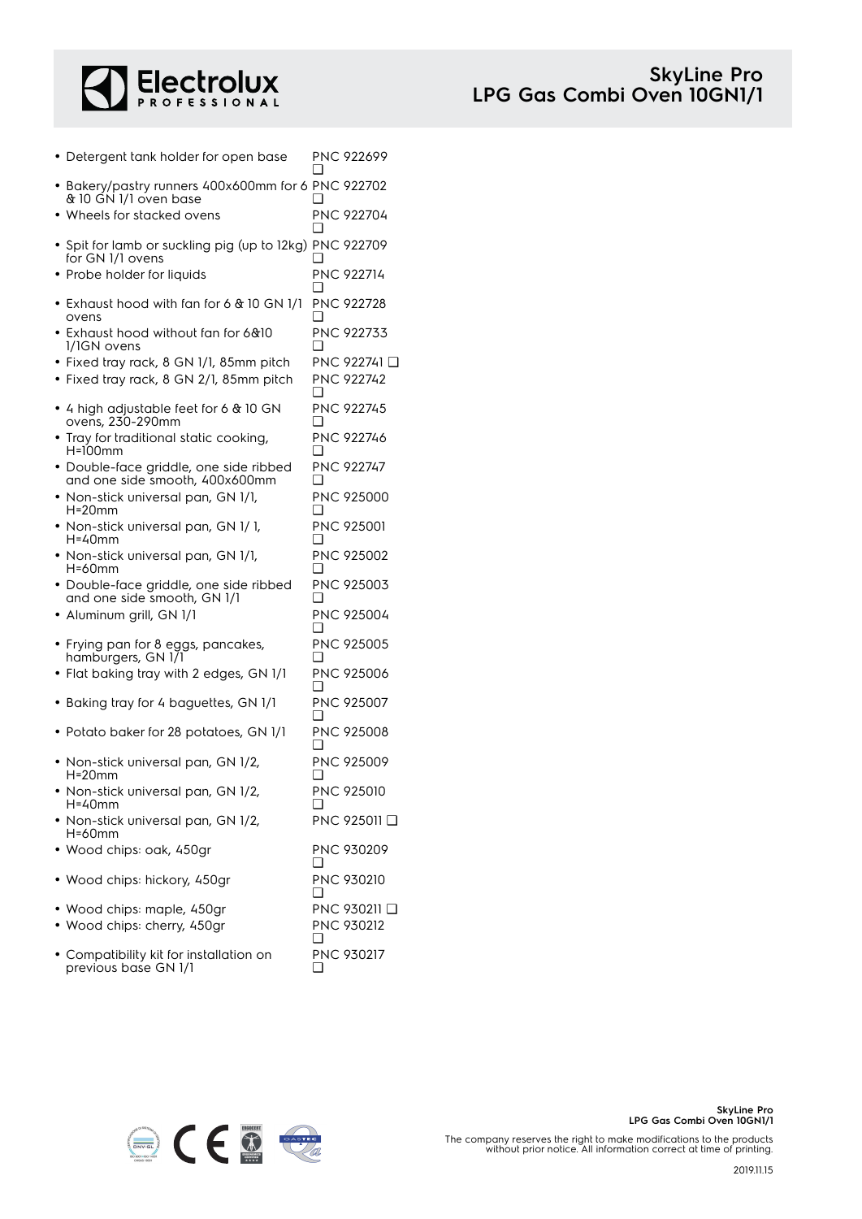- Detected tank holder for open base PNC 922699 ❑
- Bakery/pastry runners 400x600mm for 6 & 10 GN 1/1 oven base PNC 922702 ❑
- Wheels for stacked ovens PNC 922704 ❑
- Spit for lamb or suckling pig (up to 12kg) for GN 1/1 ovens PNC 922709 ❑
- Probe holder for liquids PNC 922714 ❑
- Exhaust hood with fan for 6 & 10 GN 1/1 ovens PNC 922728 ❑
- Exhaust hood without fan for 6&10 1/1GN ovens PNC 922733 ❑
- Fixed tray rack, 8 GN 1/1, 85mm pitch PNC 922741 ❑
- Fixed tray rack, 8 GN 2/1, 85mm pitch PNC 922742 ❑
- 4 high adjustable feet for 6 & 10 GN ovens, 230-290mm PNC 922745 ❑
- Tray for traditional static cooking, H=100mm PNC 922746 ❑
- Double-face griddle, one side ribbed and one side smooth, 400x600mm PNC 922747 ❑
- Non-stick universal pan, GN 1/1, H=20mm PNC 925000 ❑
- Non-stick universal pan, GN 1/ 1, H=40mm PNC 925001 ❑
- Non-stick universal pan, GN 1/1, H=60mm PNC 925002 ❑
- Double-face griddle, one side ribbed and one side smooth, GN 1/1 PNC 925003 ❑
- Aluminum grill, GN 1/1 PNC 925004 ❑
- Frying pan for 8 eggs, pancakes, hamburgers, GN 1/1 PNC 925005 ❑
- Flat baking tray with 2 edges, GN 1/1 PNC 925006 ❑
- Baking tray for 4 baguettes, GN 1/1 PNC 925007 ❑
- Potato baker for 28 potatoes, GN 1/1 PNC 925008 ❑
- Non-stick universal pan, GN 1/2, H=20mm PNC 925009 ❑
- Non-stick universal pan, GN 1/2, H=40mm PNC 925010 ❑
- Non-stick universal pan, GN 1/2, H=60mm PNC 925011 ❑
- Wood chips: oak, 450gr PNC 930209 ❑
- Wood chips: hickory, 450gr PNC 930210 ❑
- Wood chips: maple, 450gr PNC 930211 ❑
- Wood chips: cherry, 450gr PNC 930212 ❑
- Compatibility kit for installation on previous base GN 1/1 PNC 930217 ❑

The company reserves the right to make modifications to the products without prior notice. All information correct at time of printing.

2019.11.15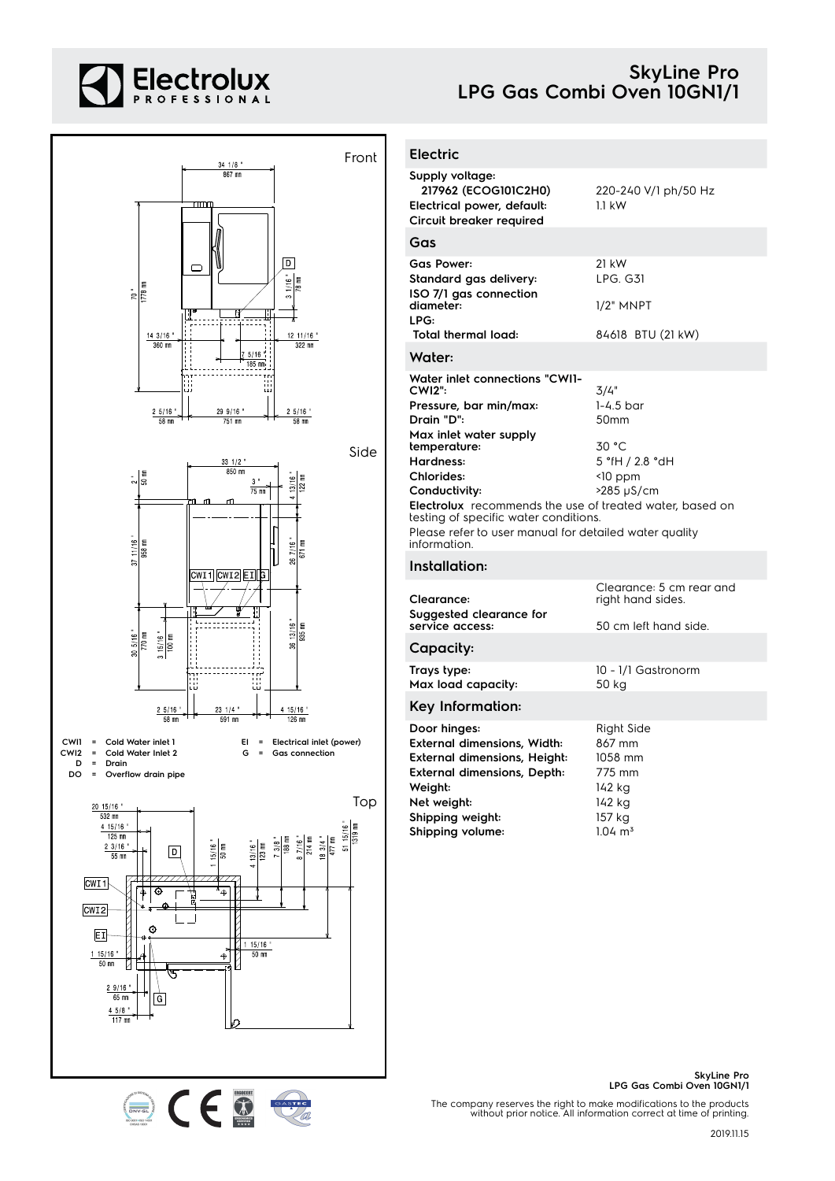# SkyLine Pro
# LPG Gas Combi Oven 10GN1/1

Front

34 1/8"
867 mm

70"
1778 mm

D

3 1/16"
78 mm

14 3/16"
360 mm

12 11/16"
322 mm

7 5/16"
185 mm

2 5/16"
58 mm

29 9/16"
751 mm

2 5/16"
58 mm

Side

33 1/2"
850 mm

2"
50 mm

3"
75 mm

4 13/16"
122 mm

37 11/16"
958 mm

26 7/16"
671 mm

CWI1 CWI2 EI G

30 5/16"
770 mm

3 15/16"
100 mm

36 13/16"
935 mm

2 5/16"
58 mm

23 1/4"
591 mm

4 15/16"
126 mm

CWI1 = Cold Water inlet 1
CWI2 = Cold Water Inlet 2
D = Drain
DO = Overflow drain pipe
EI = Electrical inlet (power)
G = Gas connection

Top

20 15/16"
532 mm

4 15/16"
125 mm

2 3/16"
55 mm

D

1 15/16"
50 mm

4 13/16"
123 mm

7 3/8"
188 mm

8 7/16"
214 mm

18 3/4"
477 mm

51 15/16"
1319 mm

CWI1

CWI2

EI

1 15/16"
50 mm

1 15/16"
50 mm

2 9/16"
65 mm

4 5/8"
117 mm

G

## Electric

| | |
|---|---|
| **Supply voltage:** | |
| **217962 (ECOG101C2H0)** | 220-240 V/1 ph/50 Hz |
| **Electrical power, default:** | 1.1 kW |
| **Circuit breaker required** | |

## Gas

| | |
|---|---|
| **Gas Power:** | 21 kW |
| **Standard gas delivery:** | LPG. G31 |
| **ISO 7/1 gas connection diameter:** | 1/2" MNPT |
| **LPG:** | |
| **Total thermal load:** | 84618 BTU (21 kW) |

## Water:

| | |
|---|---|
| **Water inlet connections "CWI1-CWI2":** | 3/4" |
| **Pressure, bar min/max:** | 1-4.5 bar |
| **Drain "D":** | 50mm |
| **Max inlet water supply temperature:** | 30 °C |
| **Hardness:** | 5 °fH / 2.8 °dH |
| **Chlorides:** | <10 ppm |
| **Conductivity:** | >285 µS/cm |

**Electrolux** recommends the use of treated water, based on testing of specific water conditions.

Please refer to user manual for detailed water quality information.

## Installation:

| | |
|---|---|
| **Clearance:** | Clearance: 5 cm rear and right hand sides. |
| **Suggested clearance for service access:** | 50 cm left hand side. |

## Capacity:

| | |
|---|---|
| **Trays type:** | 10 - 1/1 Gastronorm |
| **Max load capacity:** | 50 kg |

## Key Information:

| | |
|---|---|
| **Door hinges:** | Right Side |
| **External dimensions, Width:** | 867 mm |
| **External dimensions, Height:** | 1058 mm |
| **External dimensions, Depth:** | 775 mm |
| **Weight:** | 142 kg |
| **Net weight:** | 142 kg |
| **Shipping weight:** | 157 kg |
| **Shipping volume:** | 1.04 m³ |

The company reserves the right to make modifications to the products without prior notice. All information correct at time of printing.

2019.11.15